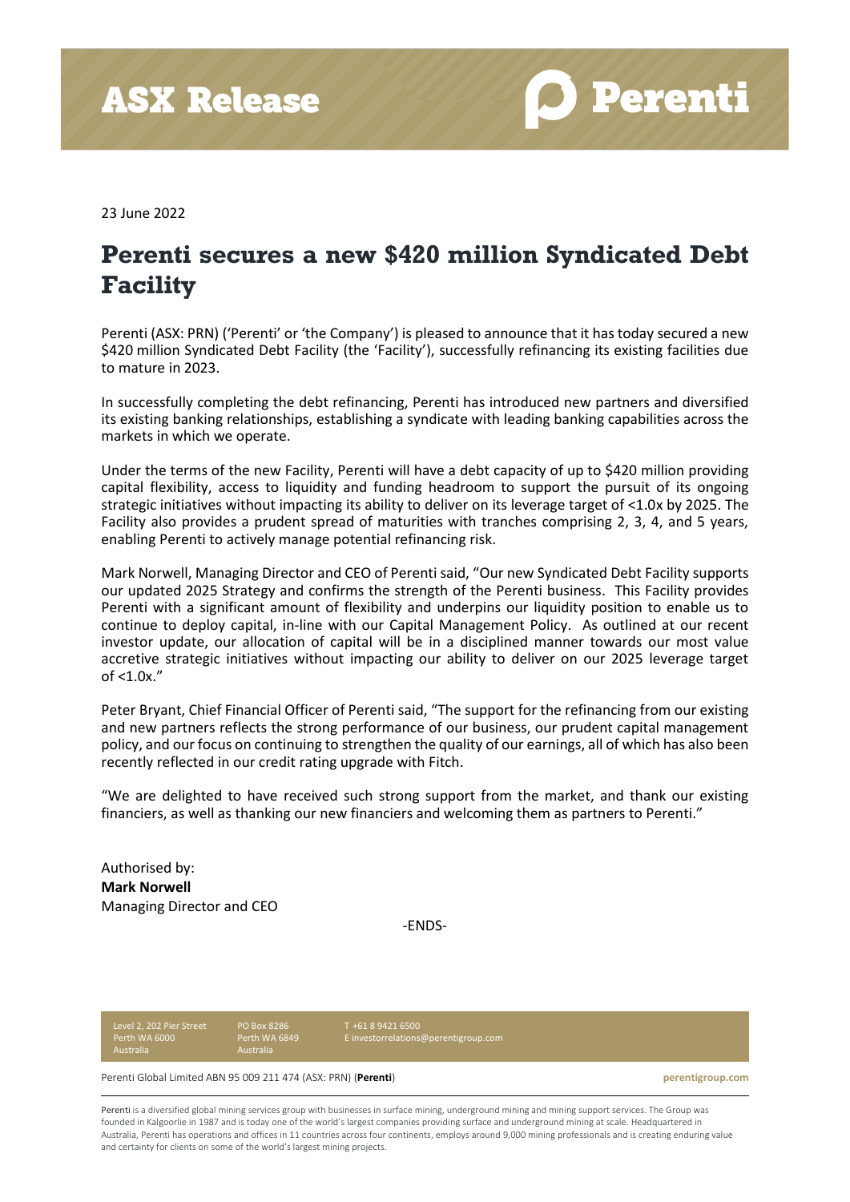ASX Release

Perenti

23 June 2022

# Perenti secures a new $420 million Syndicated Debt Facility

Perenti (ASX: PRN) ('Perenti' or 'the Company') is pleased to announce that it has today secured a new $420 million Syndicated Debt Facility (the 'Facility'), successfully refinancing its existing facilities due to mature in 2023.

In successfully completing the debt refinancing, Perenti has introduced new partners and diversified its existing banking relationships, establishing a syndicate with leading banking capabilities across the markets in which we operate.

Under the terms of the new Facility, Perenti will have a debt capacity of up to $420 million providing capital flexibility, access to liquidity and funding headroom to support the pursuit of its ongoing strategic initiatives without impacting its ability to deliver on its leverage target of <1.0x by 2025. The Facility also provides a prudent spread of maturities with tranches comprising 2, 3, 4, and 5 years, enabling Perenti to actively manage potential refinancing risk.

Mark Norwell, Managing Director and CEO of Perenti said, "Our new Syndicated Debt Facility supports our updated 2025 Strategy and confirms the strength of the Perenti business. This Facility provides Perenti with a significant amount of flexibility and underpins our liquidity position to enable us to continue to deploy capital, in-line with our Capital Management Policy. As outlined at our recent investor update, our allocation of capital will be in a disciplined manner towards our most value accretive strategic initiatives without impacting our ability to deliver on our 2025 leverage target of <1.0x."

Peter Bryant, Chief Financial Officer of Perenti said, "The support for the refinancing from our existing and new partners reflects the strong performance of our business, our prudent capital management policy, and our focus on continuing to strengthen the quality of our earnings, all of which has also been recently reflected in our credit rating upgrade with Fitch.

"We are delighted to have received such strong support from the market, and thank our existing financiers, as well as thanking our new financiers and welcoming them as partners to Perenti."

Authorised by:
**Mark Norwell**
Managing Director and CEO

-ENDS-

Level 2, 202 Pier Street
Perth WA 6000
Australia

PO Box 8286
Perth WA 6849
Australia

T +61 8 9421 6500
E investorrelations@perentigroup.com

Perenti Global Limited ABN 95 009 211 474 (ASX: PRN) (**Perenti**) perentigroup.com

Perenti is a diversified global mining services group with businesses in surface mining, underground mining and mining support services. The Group was founded in Kalgoorlie in 1987 and is today one of the world's largest companies providing surface and underground mining at scale. Headquartered in Australia, Perenti has operations and offices in 11 countries across four continents, employs around 9,000 mining professionals and is creating enduring value and certainty for clients on some of the world's largest mining projects.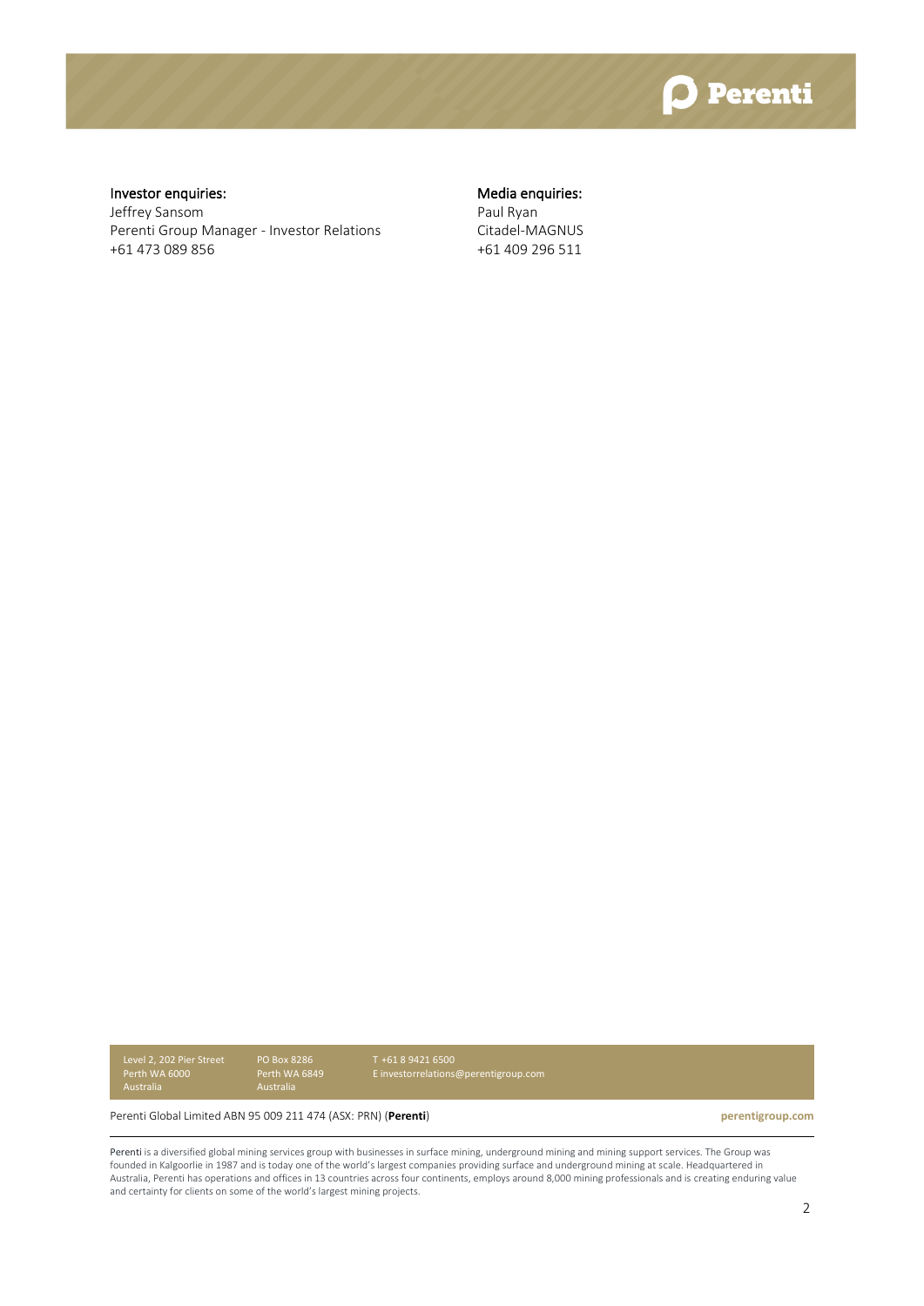Investor enquiries:
Jeffrey Sansom
Perenti Group Manager - Investor Relations
+61 473 089 856

Media enquiries:
Paul Ryan
Citadel-MAGNUS
+61 409 296 511

Level 2, 202 Pier Street
Perth WA 6000
Australia

PO Box 8286
Perth WA 6849
Australia

T +61 8 9421 6500
E investorrelations@perentigroup.com

Perenti Global Limited ABN 95 009 211 474 (ASX: PRN) (**Perenti**)

perentigroup.com

Perenti is a diversified global mining services group with businesses in surface mining, underground mining and mining support services. The Group was founded in Kalgoorlie in 1987 and is today one of the world's largest companies providing surface and underground mining at scale. Headquartered in Australia, Perenti has operations and offices in 13 countries across four continents, employs around 8,000 mining professionals and is creating enduring value and certainty for clients on some of the world's largest mining projects.